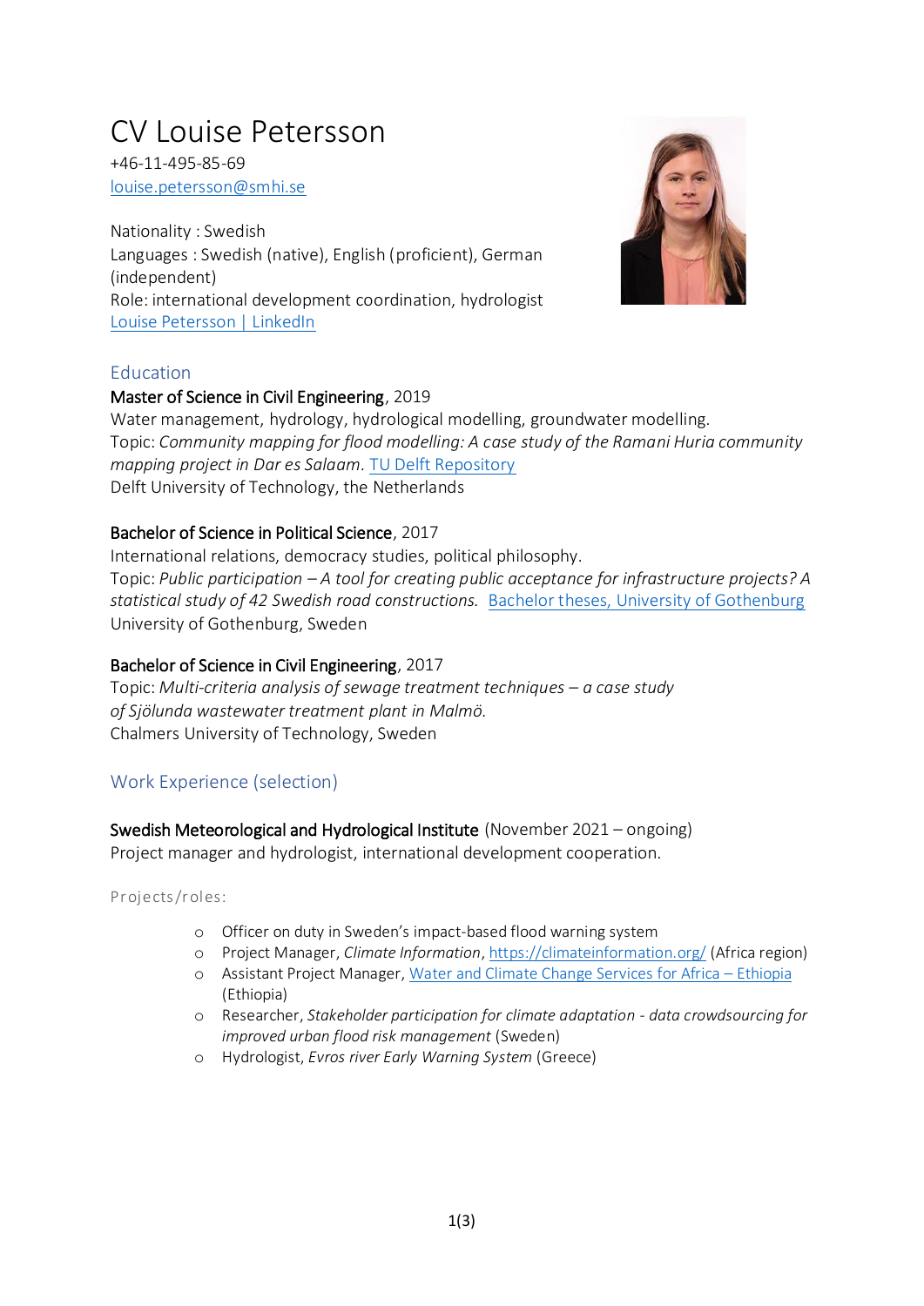# CV Louise Petersson

+46-11-495-85-69
[louise.petersson@smhi.se](mailto:louise.petersson@smhi.se)

Nationality : Swedish
Languages : Swedish (native), English (proficient), German (independent)
Role: international development coordination, hydrologist
[Louise Petersson | LinkedIn]()

## Education

**Master of Science in Civil Engineering**, 2019
Water management, hydrology, hydrological modelling, groundwater modelling.
Topic: *Community mapping for flood modelling: A case study of the Ramani Huria community mapping project in Dar es Salaam.* [TU Delft Repository]()
Delft University of Technology, the Netherlands

**Bachelor of Science in Political Science**, 2017
International relations, democracy studies, political philosophy.
Topic: *Public participation – A tool for creating public acceptance for infrastructure projects? A statistical study of 42 Swedish road constructions.* [Bachelor theses, University of Gothenburg]()
University of Gothenburg, Sweden

**Bachelor of Science in Civil Engineering**, 2017
Topic: *Multi-criteria analysis of sewage treatment techniques – a case study of Sjölunda wastewater treatment plant in Malmö.*
Chalmers University of Technology, Sweden

## Work Experience (selection)

**Swedish Meteorological and Hydrological Institute** (November 2021 – ongoing)
Project manager and hydrologist, international development cooperation.

Projects/roles:

- Officer on duty in Sweden's impact-based flood warning system
- Project Manager, *Climate Information*, [https://climateinformation.org/](https://climateinformation.org/) (Africa region)
- Assistant Project Manager, [Water and Climate Change Services for Africa – Ethiopia]() (Ethiopia)
- Researcher, *Stakeholder participation for climate adaptation - data crowdsourcing for improved urban flood risk management* (Sweden)
- Hydrologist, *Evros river Early Warning System* (Greece)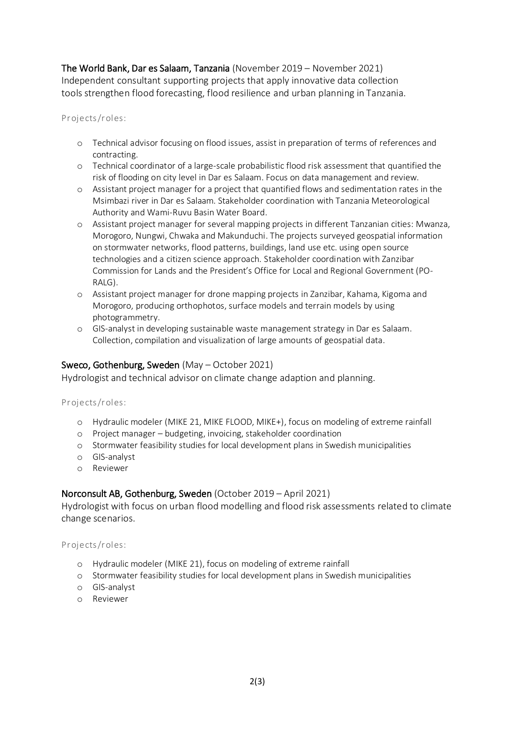**The World Bank, Dar es Salaam, Tanzania** (November 2019 – November 2021)
Independent consultant supporting projects that apply innovative data collection tools strengthen flood forecasting, flood resilience and urban planning in Tanzania.

Projects/roles:

- Technical advisor focusing on flood issues, assist in preparation of terms of references and contracting.
- Technical coordinator of a large-scale probabilistic flood risk assessment that quantified the risk of flooding on city level in Dar es Salaam. Focus on data management and review.
- Assistant project manager for a project that quantified flows and sedimentation rates in the Msimbazi river in Dar es Salaam. Stakeholder coordination with Tanzania Meteorological Authority and Wami-Ruvu Basin Water Board.
- Assistant project manager for several mapping projects in different Tanzanian cities: Mwanza, Morogoro, Nungwi, Chwaka and Makunduchi. The projects surveyed geospatial information on stormwater networks, flood patterns, buildings, land use etc. using open source technologies and a citizen science approach. Stakeholder coordination with Zanzibar Commission for Lands and the President's Office for Local and Regional Government (PO-RALG).
- Assistant project manager for drone mapping projects in Zanzibar, Kahama, Kigoma and Morogoro, producing orthophotos, surface models and terrain models by using photogrammetry.
- GIS-analyst in developing sustainable waste management strategy in Dar es Salaam. Collection, compilation and visualization of large amounts of geospatial data.

**Sweco, Gothenburg, Sweden** (May – October 2021)
Hydrologist and technical advisor on climate change adaption and planning.

Projects/roles:

- Hydraulic modeler (MIKE 21, MIKE FLOOD, MIKE+), focus on modeling of extreme rainfall
- Project manager – budgeting, invoicing, stakeholder coordination
- Stormwater feasibility studies for local development plans in Swedish municipalities
- GIS-analyst
- Reviewer

**Norconsult AB, Gothenburg, Sweden** (October 2019 – April 2021)
Hydrologist with focus on urban flood modelling and flood risk assessments related to climate change scenarios.

Projects/roles:

- Hydraulic modeler (MIKE 21), focus on modeling of extreme rainfall
- Stormwater feasibility studies for local development plans in Swedish municipalities
- GIS-analyst
- Reviewer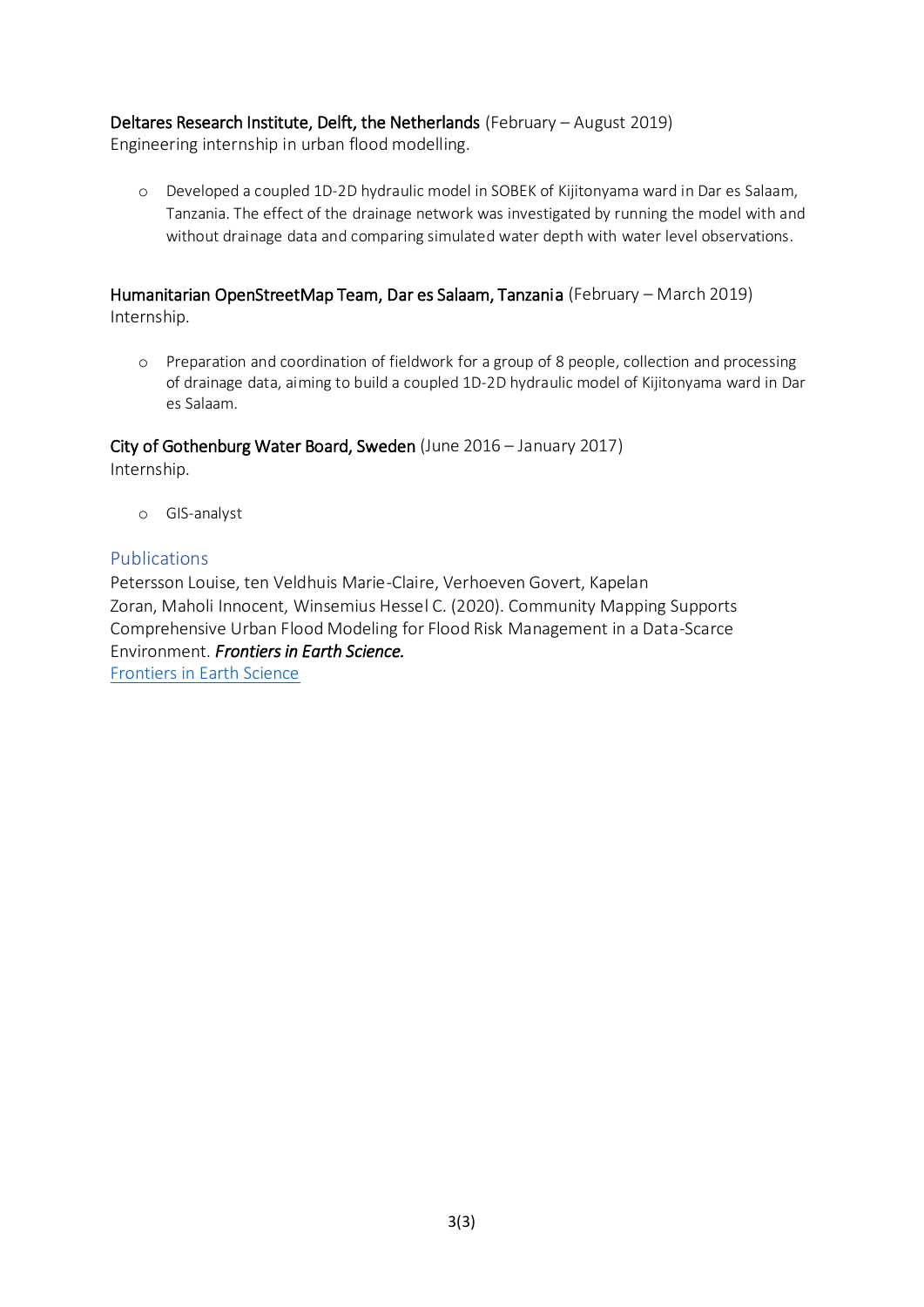**Deltares Research Institute, Delft, the Netherlands** (February – August 2019)
Engineering internship in urban flood modelling.

- Developed a coupled 1D-2D hydraulic model in SOBEK of Kijitonyama ward in Dar es Salaam, Tanzania. The effect of the drainage network was investigated by running the model with and without drainage data and comparing simulated water depth with water level observations.

**Humanitarian OpenStreetMap Team, Dar es Salaam, Tanzania** (February – March 2019)
Internship.

- Preparation and coordination of fieldwork for a group of 8 people, collection and processing of drainage data, aiming to build a coupled 1D-2D hydraulic model of Kijitonyama ward in Dar es Salaam.

**City of Gothenburg Water Board, Sweden** (June 2016 – January 2017)
Internship.

- GIS-analyst

## Publications

Petersson Louise, ten Veldhuis Marie-Claire, Verhoeven Govert, Kapelan Zoran, Maholi Innocent, Winsemius Hessel C. (2020). Community Mapping Supports Comprehensive Urban Flood Modeling for Flood Risk Management in a Data-Scarce Environment. ***Frontiers in Earth Science.***
Frontiers in Earth Science